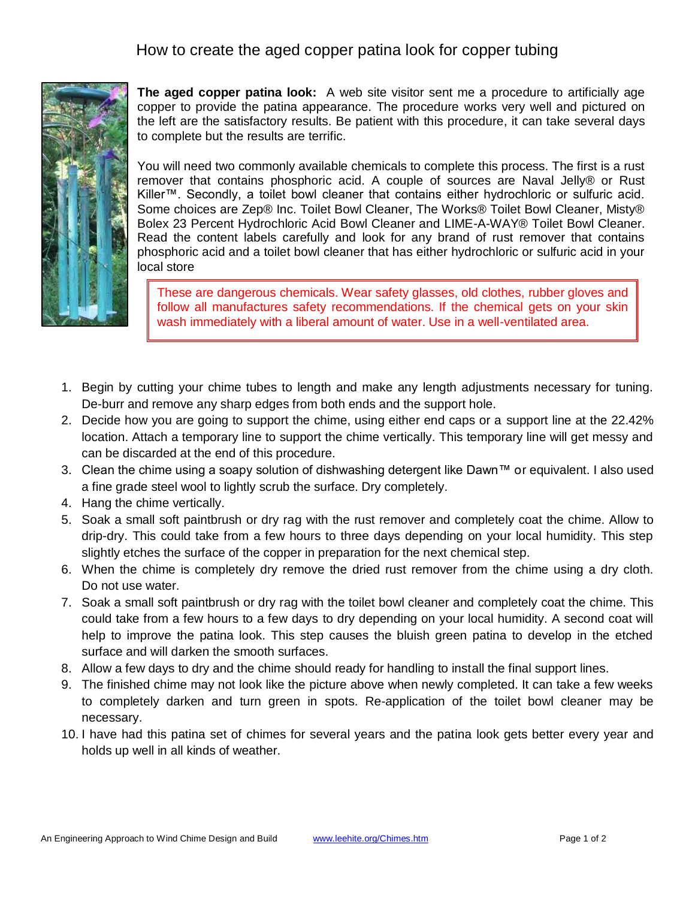# How to create the aged copper patina look for copper tubing

**The aged copper patina look:** A web site visitor sent me a procedure to artificially age copper to provide the patina appearance. The procedure works very well and pictured on the left are the satisfactory results. Be patient with this procedure, it can take several days to complete but the results are terrific.

You will need two commonly available chemicals to complete this process. The first is a rust remover that contains phosphoric acid. A couple of sources are Naval Jelly® or Rust Killer™. Secondly, a toilet bowl cleaner that contains either hydrochloric or sulfuric acid. Some choices are Zep® Inc. Toilet Bowl Cleaner, The Works® Toilet Bowl Cleaner, Misty® Bolex 23 Percent Hydrochloric Acid Bowl Cleaner and LIME-A-WAY® Toilet Bowl Cleaner. Read the content labels carefully and look for any brand of rust remover that contains phosphoric acid and a toilet bowl cleaner that has either hydrochloric or sulfuric acid in your local store

> These are dangerous chemicals. Wear safety glasses, old clothes, rubber gloves and follow all manufactures safety recommendations. If the chemical gets on your skin wash immediately with a liberal amount of water. Use in a well-ventilated area.

1. Begin by cutting your chime tubes to length and make any length adjustments necessary for tuning. De-burr and remove any sharp edges from both ends and the support hole.
2. Decide how you are going to support the chime, using either end caps or a support line at the 22.42% location. Attach a temporary line to support the chime vertically. This temporary line will get messy and can be discarded at the end of this procedure.
3. Clean the chime using a soapy solution of dishwashing detergent like Dawn™ or equivalent. I also used a fine grade steel wool to lightly scrub the surface. Dry completely.
4. Hang the chime vertically.
5. Soak a small soft paintbrush or dry rag with the rust remover and completely coat the chime. Allow to drip-dry. This could take from a few hours to three days depending on your local humidity. This step slightly etches the surface of the copper in preparation for the next chemical step.
6. When the chime is completely dry remove the dried rust remover from the chime using a dry cloth. Do not use water.
7. Soak a small soft paintbrush or dry rag with the toilet bowl cleaner and completely coat the chime. This could take from a few hours to a few days to dry depending on your local humidity. A second coat will help to improve the patina look. This step causes the bluish green patina to develop in the etched surface and will darken the smooth surfaces.
8. Allow a few days to dry and the chime should ready for handling to install the final support lines.
9. The finished chime may not look like the picture above when newly completed. It can take a few weeks to completely darken and turn green in spots. Re-application of the toilet bowl cleaner may be necessary.
10. I have had this patina set of chimes for several years and the patina look gets better every year and holds up well in all kinds of weather.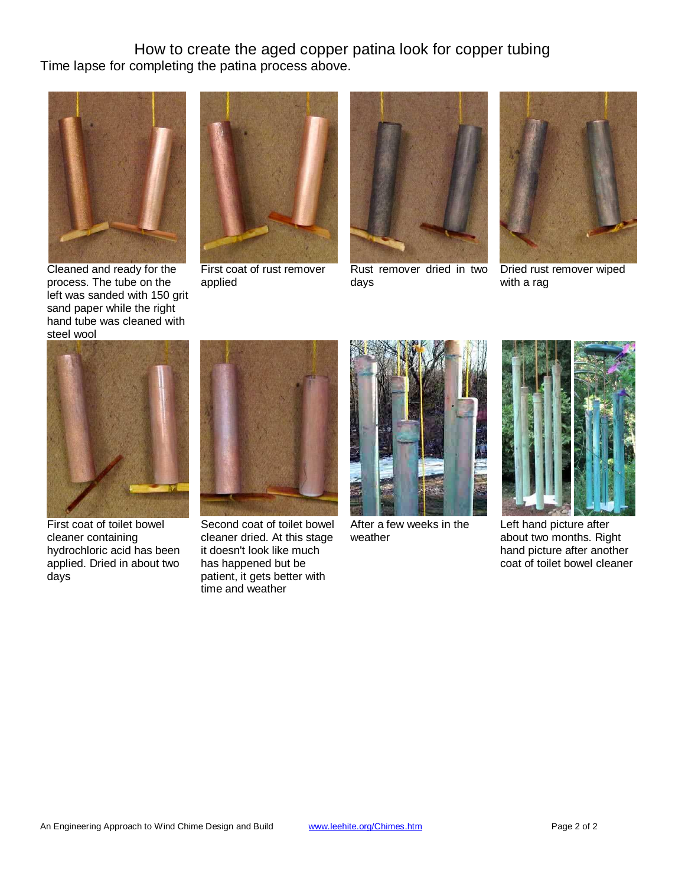# How to create the aged copper patina look for copper tubing

Time lapse for completing the patina process above.

Cleaned and ready for the process. The tube on the left was sanded with 150 grit sand paper while the right hand tube was cleaned with steel wool

First coat of rust remover applied

Rust remover dried in two days

Dried rust remover wiped with a rag

First coat of toilet bowel cleaner containing hydrochloric acid has been applied. Dried in about two days

Second coat of toilet bowel cleaner dried. At this stage it doesn't look like much has happened but be patient, it gets better with time and weather

After a few weeks in the weather

Left hand picture after about two months. Right hand picture after another coat of toilet bowel cleaner